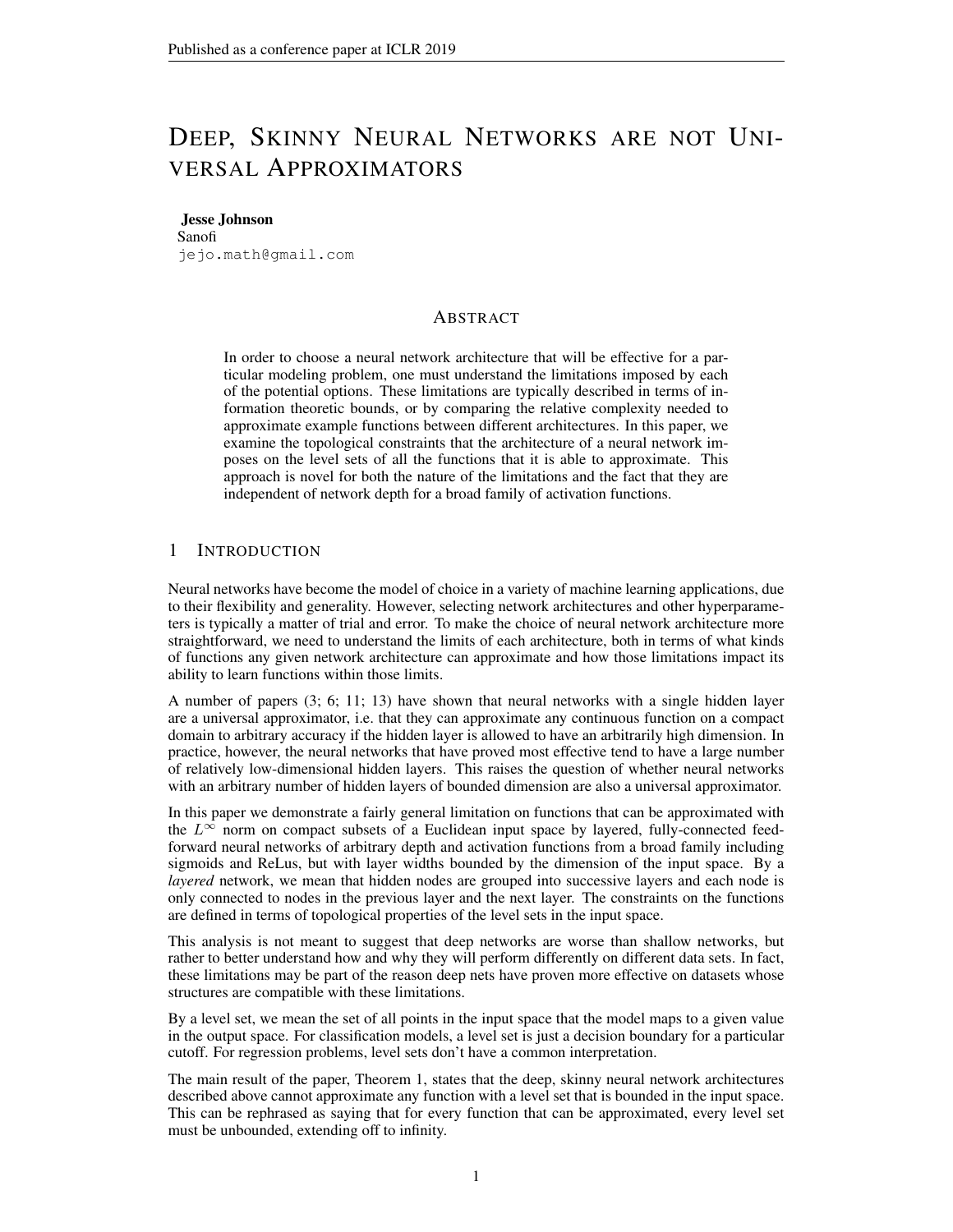# Deep, Skinny Neural Networks are not Universal Approximators

**Jesse Johnson**
Sanofi
jejo.math@gmail.com

## Abstract

In order to choose a neural network architecture that will be effective for a particular modeling problem, one must understand the limitations imposed by each of the potential options. These limitations are typically described in terms of information theoretic bounds, or by comparing the relative complexity needed to approximate example functions between different architectures. In this paper, we examine the topological constraints that the architecture of a neural network imposes on the level sets of all the functions that it is able to approximate. This approach is novel for both the nature of the limitations and the fact that they are independent of network depth for a broad family of activation functions.

## 1 Introduction

Neural networks have become the model of choice in a variety of machine learning applications, due to their flexibility and generality. However, selecting network architectures and other hyperparameters is typically a matter of trial and error. To make the choice of neural network architecture more straightforward, we need to understand the limits of each architecture, both in terms of what kinds of functions any given network architecture can approximate and how those limitations impact its ability to learn functions within those limits.

A number of papers (3; 6; 11; 13) have shown that neural networks with a single hidden layer are a universal approximator, i.e. that they can approximate any continuous function on a compact domain to arbitrary accuracy if the hidden layer is allowed to have an arbitrarily high dimension. In practice, however, the neural networks that have proved most effective tend to have a large number of relatively low-dimensional hidden layers. This raises the question of whether neural networks with an arbitrary number of hidden layers of bounded dimension are also a universal approximator.

In this paper we demonstrate a fairly general limitation on functions that can be approximated with the $L^\infty$ norm on compact subsets of a Euclidean input space by layered, fully-connected feed-forward neural networks of arbitrary depth and activation functions from a broad family including sigmoids and ReLus, but with layer widths bounded by the dimension of the input space. By a *layered* network, we mean that hidden nodes are grouped into successive layers and each node is only connected to nodes in the previous layer and the next layer. The constraints on the functions are defined in terms of topological properties of the level sets in the input space.

This analysis is not meant to suggest that deep networks are worse than shallow networks, but rather to better understand how and why they will perform differently on different data sets. In fact, these limitations may be part of the reason deep nets have proven more effective on datasets whose structures are compatible with these limitations.

By a level set, we mean the set of all points in the input space that the model maps to a given value in the output space. For classification models, a level set is just a decision boundary for a particular cutoff. For regression problems, level sets don't have a common interpretation.

The main result of the paper, Theorem 1, states that the deep, skinny neural network architectures described above cannot approximate any function with a level set that is bounded in the input space. This can be rephrased as saying that for every function that can be approximated, every level set must be unbounded, extending off to infinity.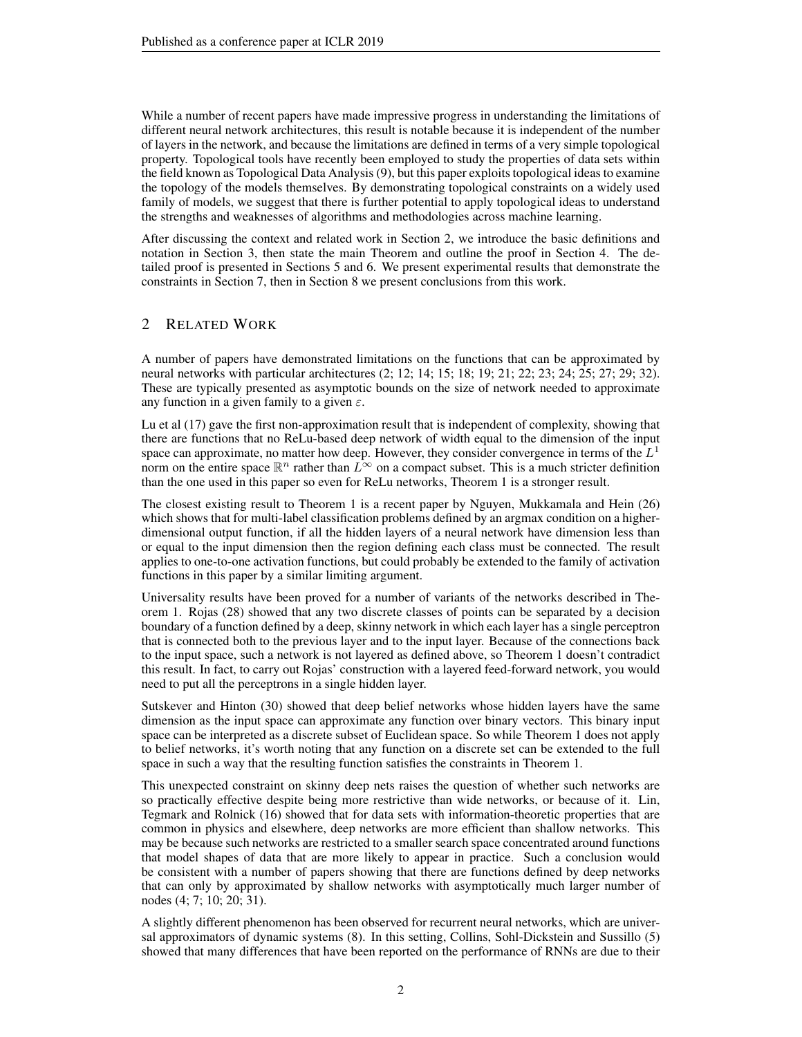While a number of recent papers have made impressive progress in understanding the limitations of different neural network architectures, this result is notable because it is independent of the number of layers in the network, and because the limitations are defined in terms of a very simple topological property. Topological tools have recently been employed to study the properties of data sets within the field known as Topological Data Analysis (9), but this paper exploits topological ideas to examine the topology of the models themselves. By demonstrating topological constraints on a widely used family of models, we suggest that there is further potential to apply topological ideas to understand the strengths and weaknesses of algorithms and methodologies across machine learning.

After discussing the context and related work in Section 2, we introduce the basic definitions and notation in Section 3, then state the main Theorem and outline the proof in Section 4. The detailed proof is presented in Sections 5 and 6. We present experimental results that demonstrate the constraints in Section 7, then in Section 8 we present conclusions from this work.

## 2 Related Work

A number of papers have demonstrated limitations on the functions that can be approximated by neural networks with particular architectures (2; 12; 14; 15; 18; 19; 21; 22; 23; 24; 25; 27; 29; 32). These are typically presented as asymptotic bounds on the size of network needed to approximate any function in a given family to a given $\varepsilon$.

Lu et al (17) gave the first non-approximation result that is independent of complexity, showing that there are functions that no ReLu-based deep network of width equal to the dimension of the input space can approximate, no matter how deep. However, they consider convergence in terms of the $L^1$ norm on the entire space $\mathbb{R}^n$ rather than $L^\infty$ on a compact subset. This is a much stricter definition than the one used in this paper so even for ReLu networks, Theorem 1 is a stronger result.

The closest existing result to Theorem 1 is a recent paper by Nguyen, Mukkamala and Hein (26) which shows that for multi-label classification problems defined by an argmax condition on a higher-dimensional output function, if all the hidden layers of a neural network have dimension less than or equal to the input dimension then the region defining each class must be connected. The result applies to one-to-one activation functions, but could probably be extended to the family of activation functions in this paper by a similar limiting argument.

Universality results have been proved for a number of variants of the networks described in Theorem 1. Rojas (28) showed that any two discrete classes of points can be separated by a decision boundary of a function defined by a deep, skinny network in which each layer has a single perceptron that is connected both to the previous layer and to the input layer. Because of the connections back to the input space, such a network is not layered as defined above, so Theorem 1 doesn't contradict this result. In fact, to carry out Rojas' construction with a layered feed-forward network, you would need to put all the perceptrons in a single hidden layer.

Sutskever and Hinton (30) showed that deep belief networks whose hidden layers have the same dimension as the input space can approximate any function over binary vectors. This binary input space can be interpreted as a discrete subset of Euclidean space. So while Theorem 1 does not apply to belief networks, it's worth noting that any function on a discrete set can be extended to the full space in such a way that the resulting function satisfies the constraints in Theorem 1.

This unexpected constraint on skinny deep nets raises the question of whether such networks are so practically effective despite being more restrictive than wide networks, or because of it. Lin, Tegmark and Rolnick (16) showed that for data sets with information-theoretic properties that are common in physics and elsewhere, deep networks are more efficient than shallow networks. This may be because such networks are restricted to a smaller search space concentrated around functions that model shapes of data that are more likely to appear in practice. Such a conclusion would be consistent with a number of papers showing that there are functions defined by deep networks that can only by approximated by shallow networks with asymptotically much larger number of nodes (4; 7; 10; 20; 31).

A slightly different phenomenon has been observed for recurrent neural networks, which are universal approximators of dynamic systems (8). In this setting, Collins, Sohl-Dickstein and Sussillo (5) showed that many differences that have been reported on the performance of RNNs are due to their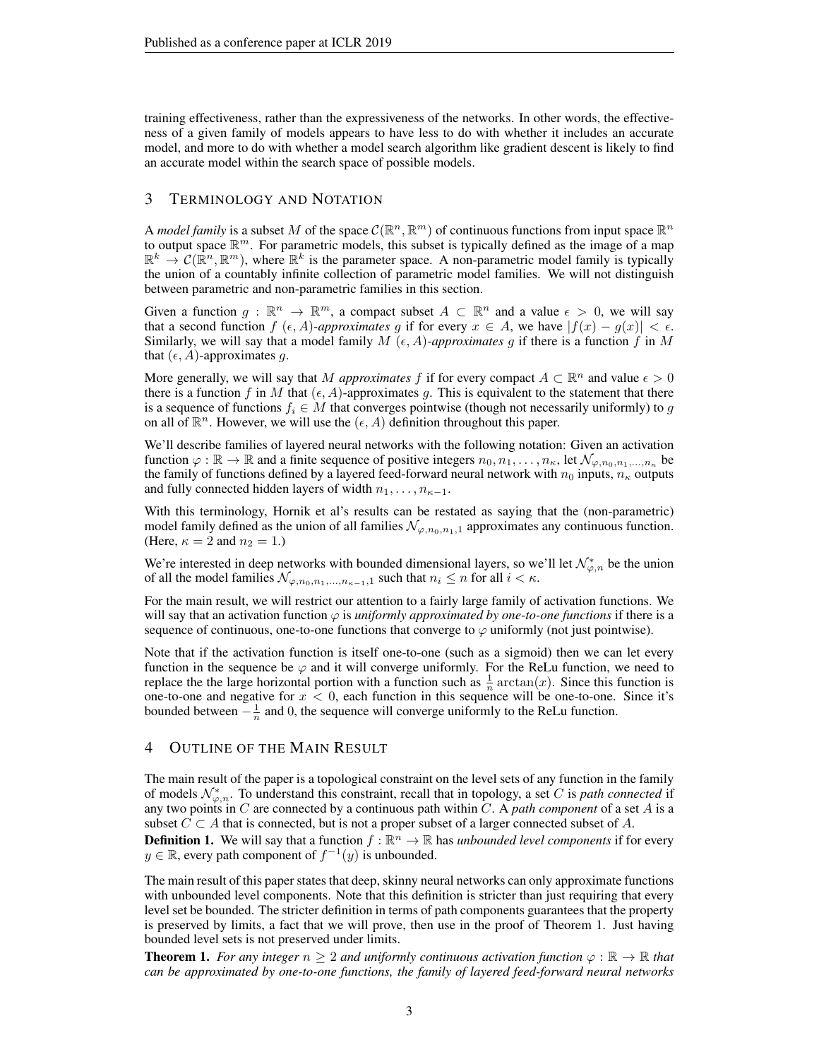training effectiveness, rather than the expressiveness of the networks. In other words, the effectiveness of a given family of models appears to have less to do with whether it includes an accurate model, and more to do with whether a model search algorithm like gradient descent is likely to find an accurate model within the search space of possible models.

## 3 Terminology and Notation

A *model family* is a subset $M$ of the space $\mathcal{C}(\mathbb{R}^n, \mathbb{R}^m)$ of continuous functions from input space $\mathbb{R}^n$ to output space $\mathbb{R}^m$. For parametric models, this subset is typically defined as the image of a map $\mathbb{R}^k \to \mathcal{C}(\mathbb{R}^n, \mathbb{R}^m)$, where $\mathbb{R}^k$ is the parameter space. A non-parametric model family is typically the union of a countably infinite collection of parametric model families. We will not distinguish between parametric and non-parametric families in this section.

Given a function $g : \mathbb{R}^n \to \mathbb{R}^m$, a compact subset $A \subset \mathbb{R}^n$ and a value $\epsilon > 0$, we will say that a second function $f$ $(\epsilon, A)$*-approximates* $g$ if for every $x \in A$, we have $|f(x) - g(x)| < \epsilon$. Similarly, we will say that a model family $M$ $(\epsilon, A)$*-approximates* $g$ if there is a function $f$ in $M$ that $(\epsilon, A)$-approximates $g$.

More generally, we will say that $M$ *approximates* $f$ if for every compact $A \subset \mathbb{R}^n$ and value $\epsilon > 0$ there is a function $f$ in $M$ that $(\epsilon, A)$-approximates $g$. This is equivalent to the statement that there is a sequence of functions $f_i \in M$ that converges pointwise (though not necessarily uniformly) to $g$ on all of $\mathbb{R}^n$. However, we will use the $(\epsilon, A)$ definition throughout this paper.

We'll describe families of layered neural networks with the following notation: Given an activation function $\varphi : \mathbb{R} \to \mathbb{R}$ and a finite sequence of positive integers $n_0, n_1, \ldots, n_\kappa$, let $\mathcal{N}_{\varphi, n_0, n_1, \ldots, n_\kappa}$ be the family of functions defined by a layered feed-forward neural network with $n_0$ inputs, $n_\kappa$ outputs and fully connected hidden layers of width $n_1, \ldots, n_{\kappa-1}$.

With this terminology, Hornik et al's results can be restated as saying that the (non-parametric) model family defined as the union of all families $\mathcal{N}_{\varphi, n_0, n_1, 1}$ approximates any continuous function. (Here, $\kappa = 2$ and $n_2 = 1$.)

We're interested in deep networks with bounded dimensional layers, so we'll let $\mathcal{N}^*_{\varphi, n}$ be the union of all the model families $\mathcal{N}_{\varphi, n_0, n_1, \ldots, n_{\kappa-1}, 1}$ such that $n_i \leq n$ for all $i < \kappa$.

For the main result, we will restrict our attention to a fairly large family of activation functions. We will say that an activation function $\varphi$ is *uniformly approximated by one-to-one functions* if there is a sequence of continuous, one-to-one functions that converge to $\varphi$ uniformly (not just pointwise).

Note that if the activation function is itself one-to-one (such as a sigmoid) then we can let every function in the sequence be $\varphi$ and it will converge uniformly. For the ReLu function, we need to replace the the large horizontal portion with a function such as $\frac{1}{n}\arctan(x)$. Since this function is one-to-one and negative for $x < 0$, each function in this sequence will be one-to-one. Since it's bounded between $-\frac{1}{n}$ and 0, the sequence will converge uniformly to the ReLu function.

## 4 Outline of the Main Result

The main result of the paper is a topological constraint on the level sets of any function in the family of models $\mathcal{N}^*_{\varphi, n}$. To understand this constraint, recall that in topology, a set $C$ is *path connected* if any two points in $C$ are connected by a continuous path within $C$. A *path component* of a set $A$ is a subset $C \subset A$ that is connected, but is not a proper subset of a larger connected subset of $A$.

**Definition 1.** We will say that a function $f : \mathbb{R}^n \to \mathbb{R}$ has *unbounded level components* if for every $y \in \mathbb{R}$, every path component of $f^{-1}(y)$ is unbounded.

The main result of this paper states that deep, skinny neural networks can only approximate functions with unbounded level components. Note that this definition is stricter than just requiring that every level set be bounded. The stricter definition in terms of path components guarantees that the property is preserved by limits, a fact that we will prove, then use in the proof of Theorem 1. Just having bounded level sets is not preserved under limits.

**Theorem 1.** *For any integer $n \geq 2$ and uniformly continuous activation function $\varphi : \mathbb{R} \to \mathbb{R}$ that can be approximated by one-to-one functions, the family of layered feed-forward neural networks*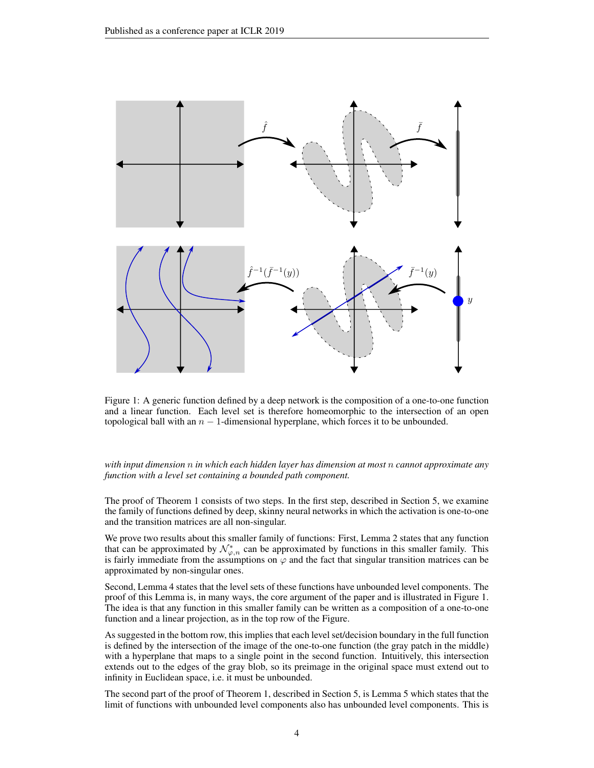Figure 1: A generic function defined by a deep network is the composition of a one-to-one function and a linear function. Each level set is therefore homeomorphic to the intersection of an open topological ball with an $n-1$-dimensional hyperplane, which forces it to be unbounded.

*with input dimension $n$ in which each hidden layer has dimension at most $n$ cannot approximate any function with a level set containing a bounded path component.*

The proof of Theorem 1 consists of two steps. In the first step, described in Section 5, we examine the family of functions defined by deep, skinny neural networks in which the activation is one-to-one and the transition matrices are all non-singular.

We prove two results about this smaller family of functions: First, Lemma 2 states that any function that can be approximated by $\mathcal{N}^*_{\varphi,n}$ can be approximated by functions in this smaller family. This is fairly immediate from the assumptions on $\varphi$ and the fact that singular transition matrices can be approximated by non-singular ones.

Second, Lemma 4 states that the level sets of these functions have unbounded level components. The proof of this Lemma is, in many ways, the core argument of the paper and is illustrated in Figure 1. The idea is that any function in this smaller family can be written as a composition of a one-to-one function and a linear projection, as in the top row of the Figure.

As suggested in the bottom row, this implies that each level set/decision boundary in the full function is defined by the intersection of the image of the one-to-one function (the gray patch in the middle) with a hyperplane that maps to a single point in the second function. Intuitively, this intersection extends out to the edges of the gray blob, so its preimage in the original space must extend out to infinity in Euclidean space, i.e. it must be unbounded.

The second part of the proof of Theorem 1, described in Section 5, is Lemma 5 which states that the limit of functions with unbounded level components also has unbounded level components. This is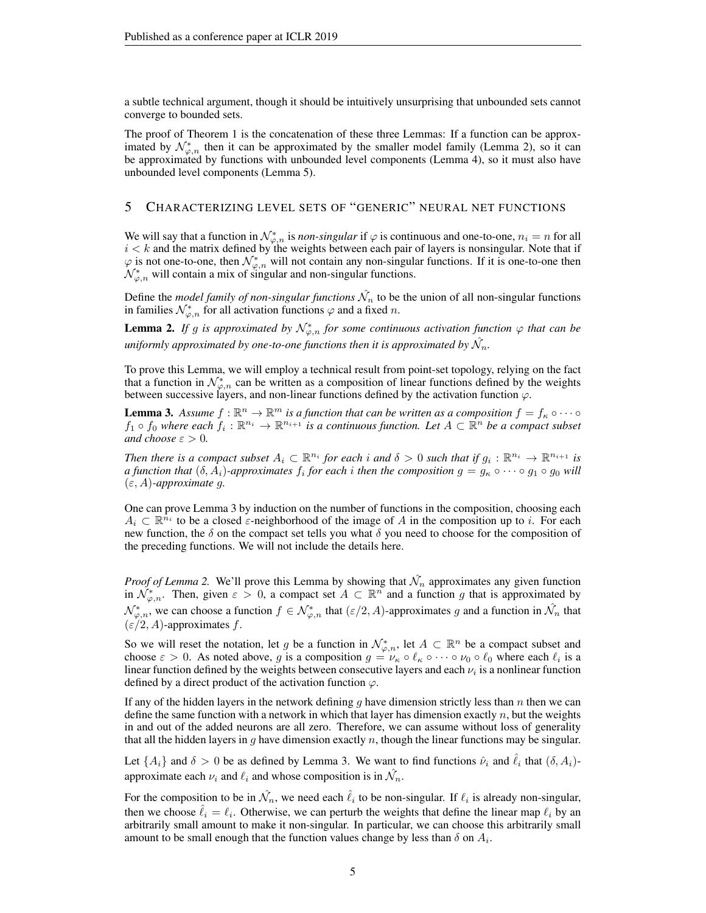a subtle technical argument, though it should be intuitively unsurprising that unbounded sets cannot converge to bounded sets.

The proof of Theorem 1 is the concatenation of these three Lemmas: If a function can be approximated by $\mathcal{N}^*_{\varphi,n}$ then it can be approximated by the smaller model family (Lemma 2), so it can be approximated by functions with unbounded level components (Lemma 4), so it must also have unbounded level components (Lemma 5).

## 5 Characterizing level sets of "generic" neural net functions

We will say that a function in $\mathcal{N}^*_{\varphi,n}$ is *non-singular* if $\varphi$ is continuous and one-to-one, $n_i = n$ for all $i < k$ and the matrix defined by the weights between each pair of layers is nonsingular. Note that if $\varphi$ is not one-to-one, then $\mathcal{N}^*_{\varphi,n}$ will not contain any non-singular functions. If it is one-to-one then $\mathcal{N}^*_{\varphi,n}$ will contain a mix of singular and non-singular functions.

Define the *model family of non-singular functions* $\hat{\mathcal{N}}_n$ to be the union of all non-singular functions in families $\mathcal{N}^*_{\varphi,n}$ for all activation functions $\varphi$ and a fixed $n$.

**Lemma 2.** *If $g$ is approximated by $\mathcal{N}^*_{\varphi,n}$ for some continuous activation function $\varphi$ that can be uniformly approximated by one-to-one functions then it is approximated by $\hat{\mathcal{N}}_n$.*

To prove this Lemma, we will employ a technical result from point-set topology, relying on the fact that a function in $\mathcal{N}^*_{\varphi,n}$ can be written as a composition of linear functions defined by the weights between successive layers, and non-linear functions defined by the activation function $\varphi$.

**Lemma 3.** *Assume $f : \mathbb{R}^n \to \mathbb{R}^m$ is a function that can be written as a composition $f = f_\kappa \circ \cdots \circ f_1 \circ f_0$ where each $f_i : \mathbb{R}^{n_i} \to \mathbb{R}^{n_{i+1}}$ is a continuous function. Let $A \subset \mathbb{R}^n$ be a compact subset and choose $\varepsilon > 0$.*

*Then there is a compact subset $A_i \subset \mathbb{R}^{n_i}$ for each $i$ and $\delta > 0$ such that if $g_i : \mathbb{R}^{n_i} \to \mathbb{R}^{n_{i+1}}$ is a function that $(\delta, A_i)$-approximates $f_i$ for each $i$ then the composition $g = g_\kappa \circ \cdots \circ g_1 \circ g_0$ will $(\varepsilon, A)$-approximate $g$.*

One can prove Lemma 3 by induction on the number of functions in the composition, choosing each $A_i \subset \mathbb{R}^{n_i}$ to be a closed $\varepsilon$-neighborhood of the image of $A$ in the composition up to $i$. For each new function, the $\delta$ on the compact set tells you what $\delta$ you need to choose for the composition of the preceding functions. We will not include the details here.

*Proof of Lemma 2.* We'll prove this Lemma by showing that $\hat{\mathcal{N}}_n$ approximates any given function in $\mathcal{N}^*_{\varphi,n}$. Then, given $\varepsilon > 0$, a compact set $A \subset \mathbb{R}^n$ and a function $g$ that is approximated by $\mathcal{N}^*_{\varphi,n}$, we can choose a function $f \in \mathcal{N}^*_{\varphi,n}$ that $(\varepsilon/2, A)$-approximates $g$ and a function in $\hat{\mathcal{N}}_n$ that $(\varepsilon/2, A)$-approximates $f$.

So we will reset the notation, let $g$ be a function in $\mathcal{N}^*_{\varphi,n}$, let $A \subset \mathbb{R}^n$ be a compact subset and choose $\varepsilon > 0$. As noted above, $g$ is a composition $g = \nu_\kappa \circ \ell_\kappa \circ \cdots \circ \nu_0 \circ \ell_0$ where each $\ell_i$ is a linear function defined by the weights between consecutive layers and each $\nu_i$ is a nonlinear function defined by a direct product of the activation function $\varphi$.

If any of the hidden layers in the network defining $g$ have dimension strictly less than $n$ then we can define the same function with a network in which that layer has dimension exactly $n$, but the weights in and out of the added neurons are all zero. Therefore, we can assume without loss of generality that all the hidden layers in $g$ have dimension exactly $n$, though the linear functions may be singular.

Let $\{A_i\}$ and $\delta > 0$ be as defined by Lemma 3. We want to find functions $\hat{\nu}_i$ and $\hat{\ell}_i$ that $(\delta, A_i)$-approximate each $\nu_i$ and $\ell_i$ and whose composition is in $\hat{\mathcal{N}}_n$.

For the composition to be in $\hat{\mathcal{N}}_n$, we need each $\hat{\ell}_i$ to be non-singular. If $\ell_i$ is already non-singular, then we choose $\hat{\ell}_i = \ell_i$. Otherwise, we can perturb the weights that define the linear map $\ell_i$ by an arbitrarily small amount to make it non-singular. In particular, we can choose this arbitrarily small amount to be small enough that the function values change by less than $\delta$ on $A_i$.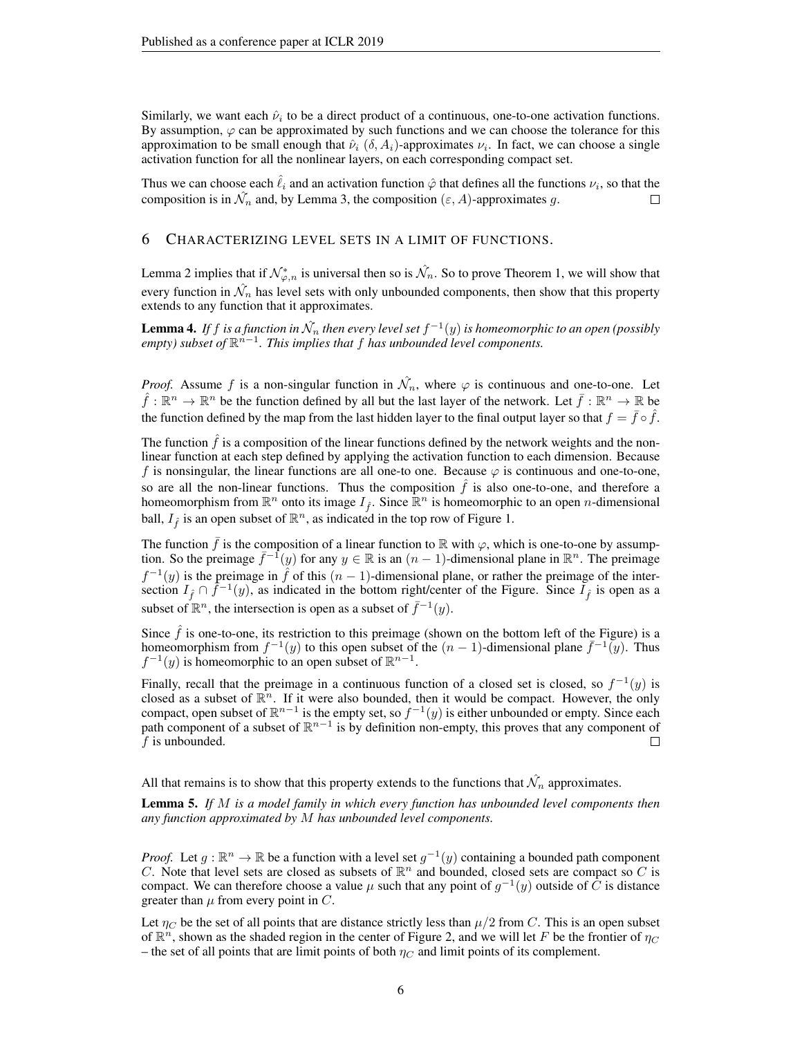Similarly, we want each $\hat{\nu}_i$ to be a direct product of a continuous, one-to-one activation functions. By assumption, $\varphi$ can be approximated by such functions and we can choose the tolerance for this approximation to be small enough that $\hat{\nu}_i$ $(\delta, A_i)$-approximates $\nu_i$. In fact, we can choose a single activation function for all the nonlinear layers, on each corresponding compact set.

Thus we can choose each $\hat{\ell}_i$ and an activation function $\hat{\varphi}$ that defines all the functions $\nu_i$, so that the composition is in $\hat{\mathcal{N}_n}$ and, by Lemma 3, the composition $(\varepsilon, A)$-approximates $g$. $\square$

## 6 Characterizing level sets in a limit of functions.

Lemma 2 implies that if $\mathcal{N}^*_{\varphi,n}$ is universal then so is $\hat{\mathcal{N}_n}$. So to prove Theorem 1, we will show that every function in $\hat{\mathcal{N}_n}$ has level sets with only unbounded components, then show that this property extends to any function that it approximates.

**Lemma 4.** *If $f$ is a function in $\hat{\mathcal{N}_n}$ then every level set $f^{-1}(y)$ is homeomorphic to an open (possibly empty) subset of $\mathbb{R}^{n-1}$. This implies that $f$ has unbounded level components.*

*Proof.* Assume $f$ is a non-singular function in $\hat{\mathcal{N}_n}$, where $\varphi$ is continuous and one-to-one. Let $\hat{f} : \mathbb{R}^n \to \mathbb{R}^n$ be the function defined by all but the last layer of the network. Let $\bar{f} : \mathbb{R}^n \to \mathbb{R}$ be the function defined by the map from the last hidden layer to the final output layer so that $f = \bar{f} \circ \hat{f}$.

The function $\hat{f}$ is a composition of the linear functions defined by the network weights and the non-linear function at each step defined by applying the activation function to each dimension. Because $f$ is nonsingular, the linear functions are all one-to one. Because $\varphi$ is continuous and one-to-one, so are all the non-linear functions. Thus the composition $\hat{f}$ is also one-to-one, and therefore a homeomorphism from $\mathbb{R}^n$ onto its image $I_{\hat{f}}$. Since $\mathbb{R}^n$ is homeomorphic to an open $n$-dimensional ball, $I_{\hat{f}}$ is an open subset of $\mathbb{R}^n$, as indicated in the top row of Figure 1.

The function $\bar{f}$ is the composition of a linear function to $\mathbb{R}$ with $\varphi$, which is one-to-one by assumption. So the preimage $\bar{f}^{-1}(y)$ for any $y \in \mathbb{R}$ is an $(n-1)$-dimensional plane in $\mathbb{R}^n$. The preimage $f^{-1}(y)$ is the preimage in $\hat{f}$ of this $(n-1)$-dimensional plane, or rather the preimage of the intersection $I_{\hat{f}} \cap \bar{f}^{-1}(y)$, as indicated in the bottom right/center of the Figure. Since $I_{\hat{f}}$ is open as a subset of $\mathbb{R}^n$, the intersection is open as a subset of $\bar{f}^{-1}(y)$.

Since $\hat{f}$ is one-to-one, its restriction to this preimage (shown on the bottom left of the Figure) is a homeomorphism from $f^{-1}(y)$ to this open subset of the $(n-1)$-dimensional plane $\bar{f}^{-1}(y)$. Thus $f^{-1}(y)$ is homeomorphic to an open subset of $\mathbb{R}^{n-1}$.

Finally, recall that the preimage in a continuous function of a closed set is closed, so $f^{-1}(y)$ is closed as a subset of $\mathbb{R}^n$. If it were also bounded, then it would be compact. However, the only compact, open subset of $\mathbb{R}^{n-1}$ is the empty set, so $f^{-1}(y)$ is either unbounded or empty. Since each path component of a subset of $\mathbb{R}^{n-1}$ is by definition non-empty, this proves that any component of $f$ is unbounded. $\square$

All that remains is to show that this property extends to the functions that $\hat{\mathcal{N}_n}$ approximates.

**Lemma 5.** *If $M$ is a model family in which every function has unbounded level components then any function approximated by $M$ has unbounded level components.*

*Proof.* Let $g : \mathbb{R}^n \to \mathbb{R}$ be a function with a level set $g^{-1}(y)$ containing a bounded path component $C$. Note that level sets are closed as subsets of $\mathbb{R}^n$ and bounded, closed sets are compact so $C$ is compact. We can therefore choose a value $\mu$ such that any point of $g^{-1}(y)$ outside of $C$ is distance greater than $\mu$ from every point in $C$.

Let $\eta_C$ be the set of all points that are distance strictly less than $\mu/2$ from $C$. This is an open subset of $\mathbb{R}^n$, shown as the shaded region in the center of Figure 2, and we will let $F$ be the frontier of $\eta_C$ – the set of all points that are limit points of both $\eta_C$ and limit points of its complement.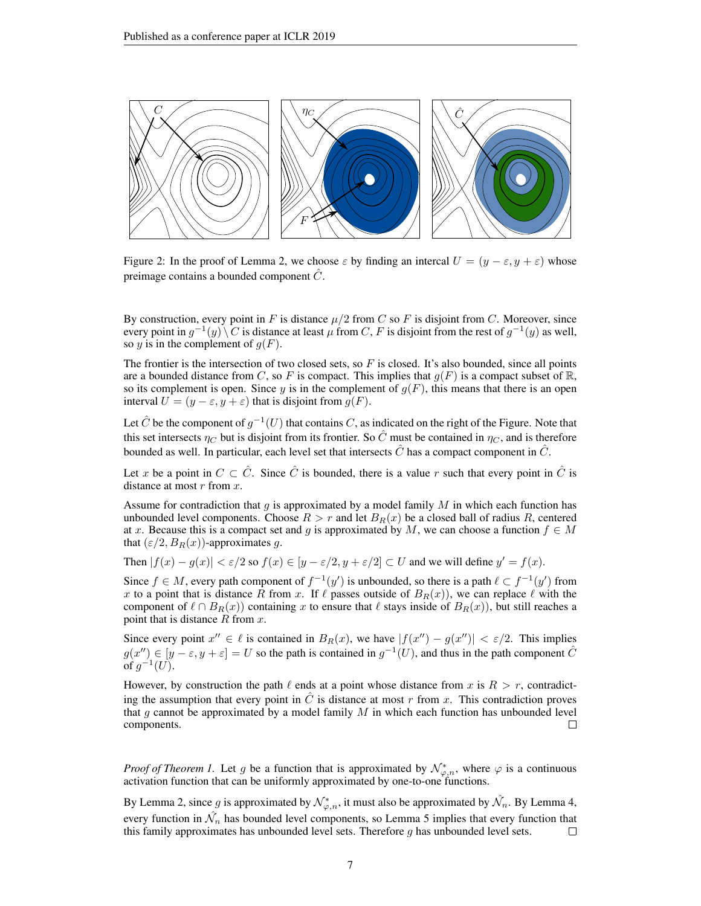Figure 2: In the proof of Lemma 2, we choose $\varepsilon$ by finding an intercal $U = (y - \varepsilon, y + \varepsilon)$ whose preimage contains a bounded component $\hat{C}$.

By construction, every point in $F$ is distance $\mu/2$ from $C$ so $F$ is disjoint from $C$. Moreover, since every point in $g^{-1}(y) \setminus C$ is distance at least $\mu$ from $C$, $F$ is disjoint from the rest of $g^{-1}(y)$ as well, so $y$ is in the complement of $g(F)$.

The frontier is the intersection of two closed sets, so $F$ is closed. It's also bounded, since all points are a bounded distance from $C$, so $F$ is compact. This implies that $g(F)$ is a compact subset of $\mathbb{R}$, so its complement is open. Since $y$ is in the complement of $g(F)$, this means that there is an open interval $U = (y - \varepsilon, y + \varepsilon)$ that is disjoint from $g(F)$.

Let $\hat{C}$ be the component of $g^{-1}(U)$ that contains $C$, as indicated on the right of the Figure. Note that this set intersects $\eta_C$ but is disjoint from its frontier. So $\hat{C}$ must be contained in $\eta_C$, and is therefore bounded as well. In particular, each level set that intersects $\hat{C}$ has a compact component in $\hat{C}$.

Let $x$ be a point in $C \subset \hat{C}$. Since $\hat{C}$ is bounded, there is a value $r$ such that every point in $\hat{C}$ is distance at most $r$ from $x$.

Assume for contradiction that $g$ is approximated by a model family $M$ in which each function has unbounded level components. Choose $R > r$ and let $B_R(x)$ be a closed ball of radius $R$, centered at $x$. Because this is a compact set and $g$ is approximated by $M$, we can choose a function $f \in M$ that $(\varepsilon/2, B_R(x))$-approximates $g$.

Then $|f(x) - g(x)| < \varepsilon/2$ so $f(x) \in [y - \varepsilon/2, y + \varepsilon/2] \subset U$ and we will define $y' = f(x)$.

Since $f \in M$, every path component of $f^{-1}(y')$ is unbounded, so there is a path $\ell \subset f^{-1}(y')$ from $x$ to a point that is distance $R$ from $x$. If $\ell$ passes outside of $B_R(x)$, we can replace $\ell$ with the component of $\ell \cap B_R(x)$ containing $x$ to ensure that $\ell$ stays inside of $B_R(x)$, but still reaches a point that is distance $R$ from $x$.

Since every point $x'' \in \ell$ is contained in $B_R(x)$, we have $|f(x'') - g(x'')| < \varepsilon/2$. This implies $g(x'') \in [y - \varepsilon, y + \varepsilon] = U$ so the path is contained in $g^{-1}(U)$, and thus in the path component $\hat{C}$ of $g^{-1}(U)$.

However, by construction the path $\ell$ ends at a point whose distance from $x$ is $R > r$, contradicting the assumption that every point in $\hat{C}$ is distance at most $r$ from $x$. This contradiction proves that $g$ cannot be approximated by a model family $M$ in which each function has unbounded level components. □

*Proof of Theorem 1.* Let $g$ be a function that is approximated by $\mathcal{N}^*_{\varphi,n}$, where $\varphi$ is a continuous activation function that can be uniformly approximated by one-to-one functions.

By Lemma 2, since $g$ is approximated by $\mathcal{N}^*_{\varphi,n}$, it must also be approximated by $\hat{\mathcal{N}_n}$. By Lemma 4, every function in $\hat{\mathcal{N}_n}$ has bounded level components, so Lemma 5 implies that every function that this family approximates has unbounded level sets. Therefore $g$ has unbounded level sets. □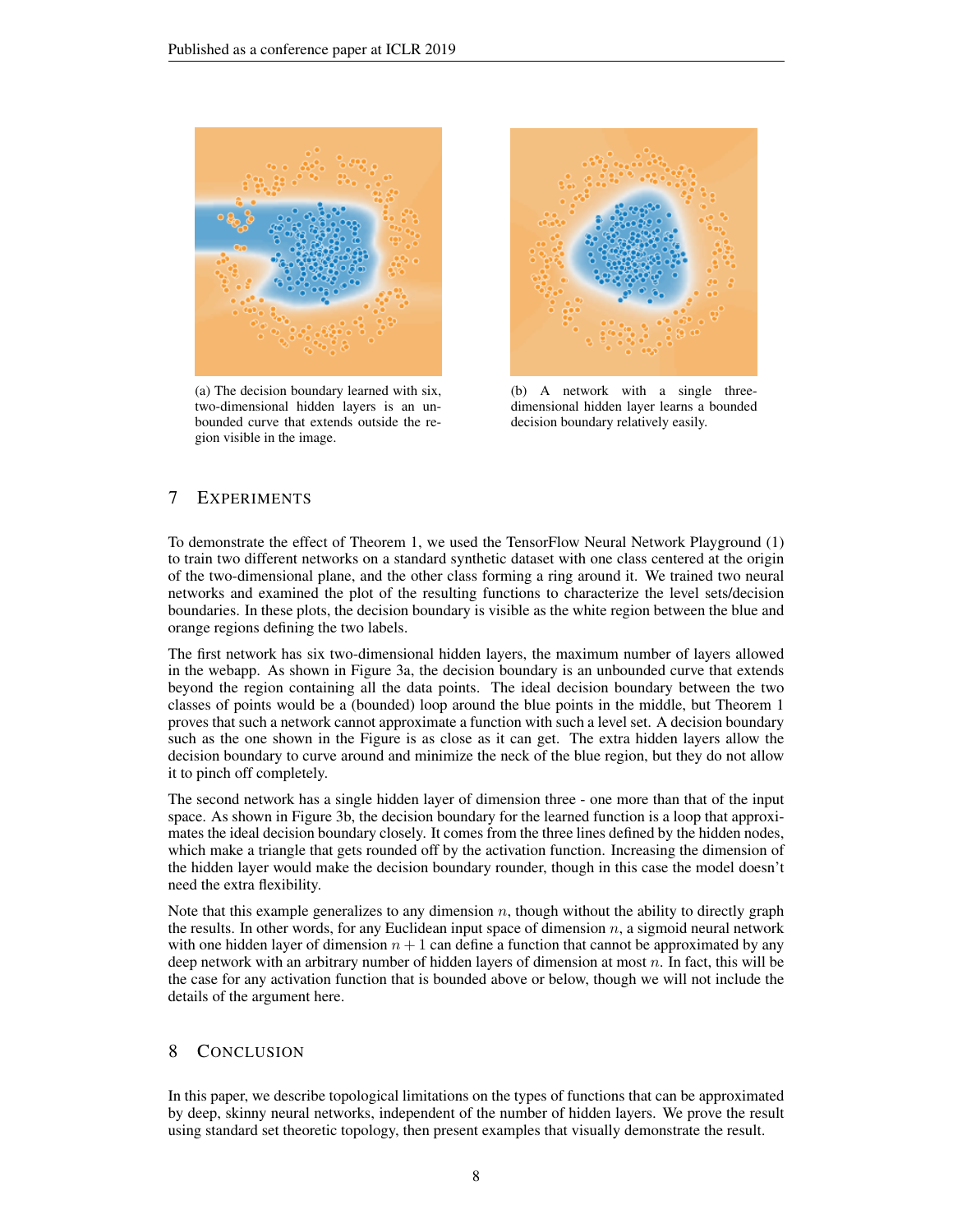(a) The decision boundary learned with six, two-dimensional hidden layers is an unbounded curve that extends outside the region visible in the image.

(b) A network with a single three-dimensional hidden layer learns a bounded decision boundary relatively easily.

## 7 EXPERIMENTS

To demonstrate the effect of Theorem 1, we used the TensorFlow Neural Network Playground (1) to train two different networks on a standard synthetic dataset with one class centered at the origin of the two-dimensional plane, and the other class forming a ring around it. We trained two neural networks and examined the plot of the resulting functions to characterize the level sets/decision boundaries. In these plots, the decision boundary is visible as the white region between the blue and orange regions defining the two labels.

The first network has six two-dimensional hidden layers, the maximum number of layers allowed in the webapp. As shown in Figure 3a, the decision boundary is an unbounded curve that extends beyond the region containing all the data points. The ideal decision boundary between the two classes of points would be a (bounded) loop around the blue points in the middle, but Theorem 1 proves that such a network cannot approximate a function with such a level set. A decision boundary such as the one shown in the Figure is as close as it can get. The extra hidden layers allow the decision boundary to curve around and minimize the neck of the blue region, but they do not allow it to pinch off completely.

The second network has a single hidden layer of dimension three - one more than that of the input space. As shown in Figure 3b, the decision boundary for the learned function is a loop that approximates the ideal decision boundary closely. It comes from the three lines defined by the hidden nodes, which make a triangle that gets rounded off by the activation function. Increasing the dimension of the hidden layer would make the decision boundary rounder, though in this case the model doesn't need the extra flexibility.

Note that this example generalizes to any dimension $n$, though without the ability to directly graph the results. In other words, for any Euclidean input space of dimension $n$, a sigmoid neural network with one hidden layer of dimension $n + 1$ can define a function that cannot be approximated by any deep network with an arbitrary number of hidden layers of dimension at most $n$. In fact, this will be the case for any activation function that is bounded above or below, though we will not include the details of the argument here.

## 8 CONCLUSION

In this paper, we describe topological limitations on the types of functions that can be approximated by deep, skinny neural networks, independent of the number of hidden layers. We prove the result using standard set theoretic topology, then present examples that visually demonstrate the result.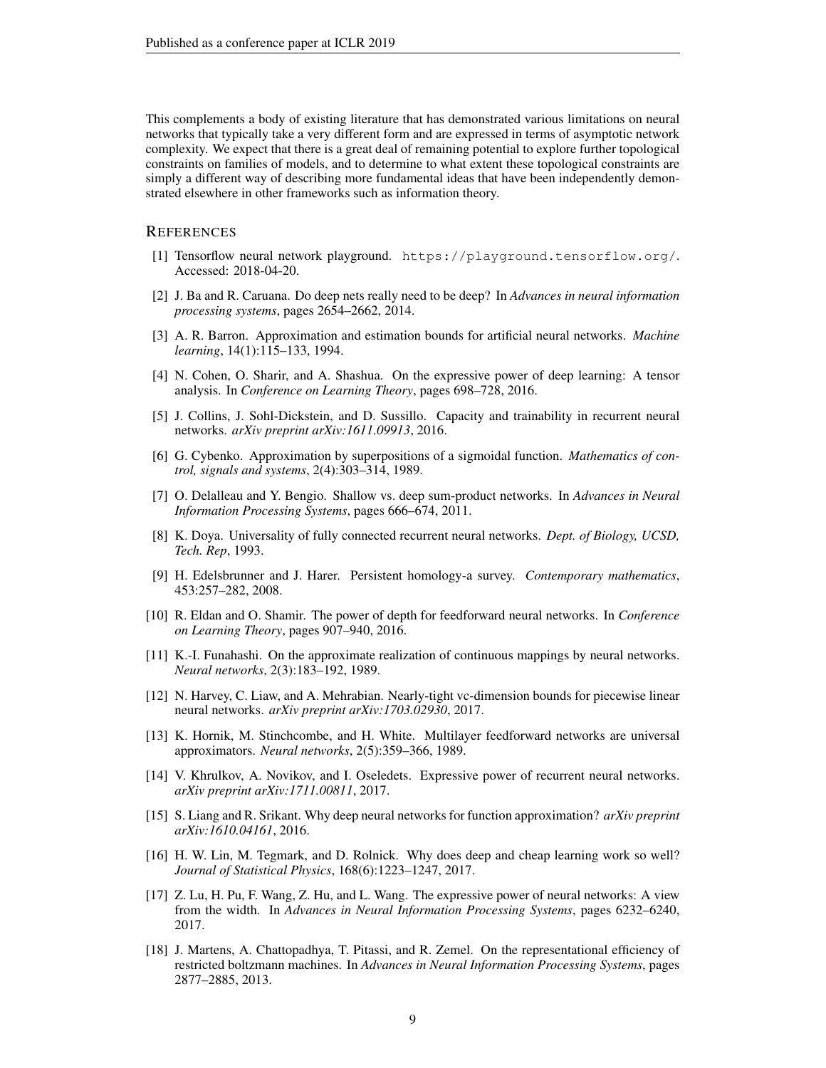This complements a body of existing literature that has demonstrated various limitations on neural networks that typically take a very different form and are expressed in terms of asymptotic network complexity. We expect that there is a great deal of remaining potential to explore further topological constraints on families of models, and to determine to what extent these topological constraints are simply a different way of describing more fundamental ideas that have been independently demonstrated elsewhere in other frameworks such as information theory.

## References

[1] Tensorflow neural network playground. `https://playground.tensorflow.org/`. Accessed: 2018-04-20.

[2] J. Ba and R. Caruana. Do deep nets really need to be deep? In *Advances in neural information processing systems*, pages 2654–2662, 2014.

[3] A. R. Barron. Approximation and estimation bounds for artificial neural networks. *Machine learning*, 14(1):115–133, 1994.

[4] N. Cohen, O. Sharir, and A. Shashua. On the expressive power of deep learning: A tensor analysis. In *Conference on Learning Theory*, pages 698–728, 2016.

[5] J. Collins, J. Sohl-Dickstein, and D. Sussillo. Capacity and trainability in recurrent neural networks. *arXiv preprint arXiv:1611.09913*, 2016.

[6] G. Cybenko. Approximation by superpositions of a sigmoidal function. *Mathematics of control, signals and systems*, 2(4):303–314, 1989.

[7] O. Delalleau and Y. Bengio. Shallow vs. deep sum-product networks. In *Advances in Neural Information Processing Systems*, pages 666–674, 2011.

[8] K. Doya. Universality of fully connected recurrent neural networks. *Dept. of Biology, UCSD, Tech. Rep*, 1993.

[9] H. Edelsbrunner and J. Harer. Persistent homology-a survey. *Contemporary mathematics*, 453:257–282, 2008.

[10] R. Eldan and O. Shamir. The power of depth for feedforward neural networks. In *Conference on Learning Theory*, pages 907–940, 2016.

[11] K.-I. Funahashi. On the approximate realization of continuous mappings by neural networks. *Neural networks*, 2(3):183–192, 1989.

[12] N. Harvey, C. Liaw, and A. Mehrabian. Nearly-tight vc-dimension bounds for piecewise linear neural networks. *arXiv preprint arXiv:1703.02930*, 2017.

[13] K. Hornik, M. Stinchcombe, and H. White. Multilayer feedforward networks are universal approximators. *Neural networks*, 2(5):359–366, 1989.

[14] V. Khrulkov, A. Novikov, and I. Oseledets. Expressive power of recurrent neural networks. *arXiv preprint arXiv:1711.00811*, 2017.

[15] S. Liang and R. Srikant. Why deep neural networks for function approximation? *arXiv preprint arXiv:1610.04161*, 2016.

[16] H. W. Lin, M. Tegmark, and D. Rolnick. Why does deep and cheap learning work so well? *Journal of Statistical Physics*, 168(6):1223–1247, 2017.

[17] Z. Lu, H. Pu, F. Wang, Z. Hu, and L. Wang. The expressive power of neural networks: A view from the width. In *Advances in Neural Information Processing Systems*, pages 6232–6240, 2017.

[18] J. Martens, A. Chattopadhya, T. Pitassi, and R. Zemel. On the representational efficiency of restricted boltzmann machines. In *Advances in Neural Information Processing Systems*, pages 2877–2885, 2013.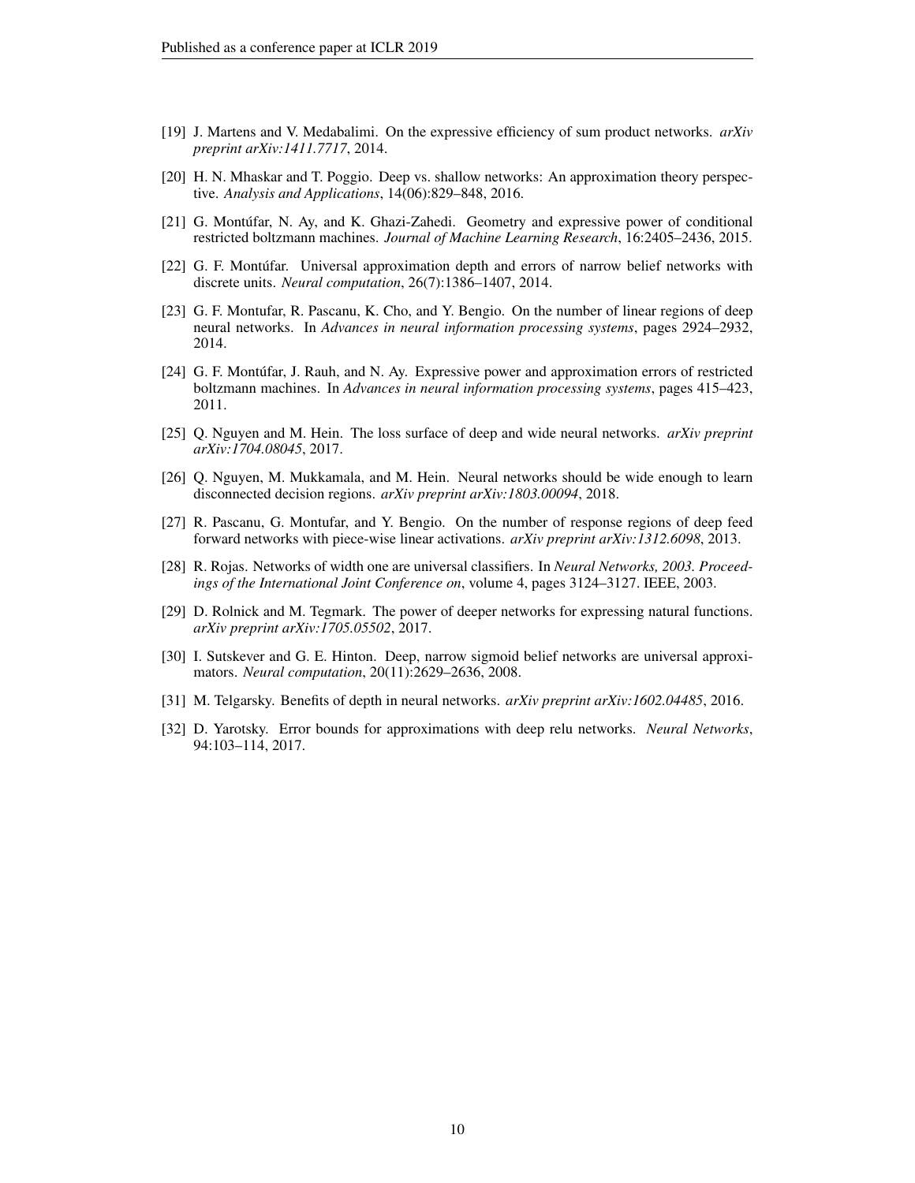[19] J. Martens and V. Medabalimi. On the expressive efficiency of sum product networks. *arXiv preprint arXiv:1411.7717*, 2014.

[20] H. N. Mhaskar and T. Poggio. Deep vs. shallow networks: An approximation theory perspective. *Analysis and Applications*, 14(06):829–848, 2016.

[21] G. Montúfar, N. Ay, and K. Ghazi-Zahedi. Geometry and expressive power of conditional restricted boltzmann machines. *Journal of Machine Learning Research*, 16:2405–2436, 2015.

[22] G. F. Montúfar. Universal approximation depth and errors of narrow belief networks with discrete units. *Neural computation*, 26(7):1386–1407, 2014.

[23] G. F. Montufar, R. Pascanu, K. Cho, and Y. Bengio. On the number of linear regions of deep neural networks. In *Advances in neural information processing systems*, pages 2924–2932, 2014.

[24] G. F. Montúfar, J. Rauh, and N. Ay. Expressive power and approximation errors of restricted boltzmann machines. In *Advances in neural information processing systems*, pages 415–423, 2011.

[25] Q. Nguyen and M. Hein. The loss surface of deep and wide neural networks. *arXiv preprint arXiv:1704.08045*, 2017.

[26] Q. Nguyen, M. Mukkamala, and M. Hein. Neural networks should be wide enough to learn disconnected decision regions. *arXiv preprint arXiv:1803.00094*, 2018.

[27] R. Pascanu, G. Montufar, and Y. Bengio. On the number of response regions of deep feed forward networks with piece-wise linear activations. *arXiv preprint arXiv:1312.6098*, 2013.

[28] R. Rojas. Networks of width one are universal classifiers. In *Neural Networks, 2003. Proceedings of the International Joint Conference on*, volume 4, pages 3124–3127. IEEE, 2003.

[29] D. Rolnick and M. Tegmark. The power of deeper networks for expressing natural functions. *arXiv preprint arXiv:1705.05502*, 2017.

[30] I. Sutskever and G. E. Hinton. Deep, narrow sigmoid belief networks are universal approximators. *Neural computation*, 20(11):2629–2636, 2008.

[31] M. Telgarsky. Benefits of depth in neural networks. *arXiv preprint arXiv:1602.04485*, 2016.

[32] D. Yarotsky. Error bounds for approximations with deep relu networks. *Neural Networks*, 94:103–114, 2017.